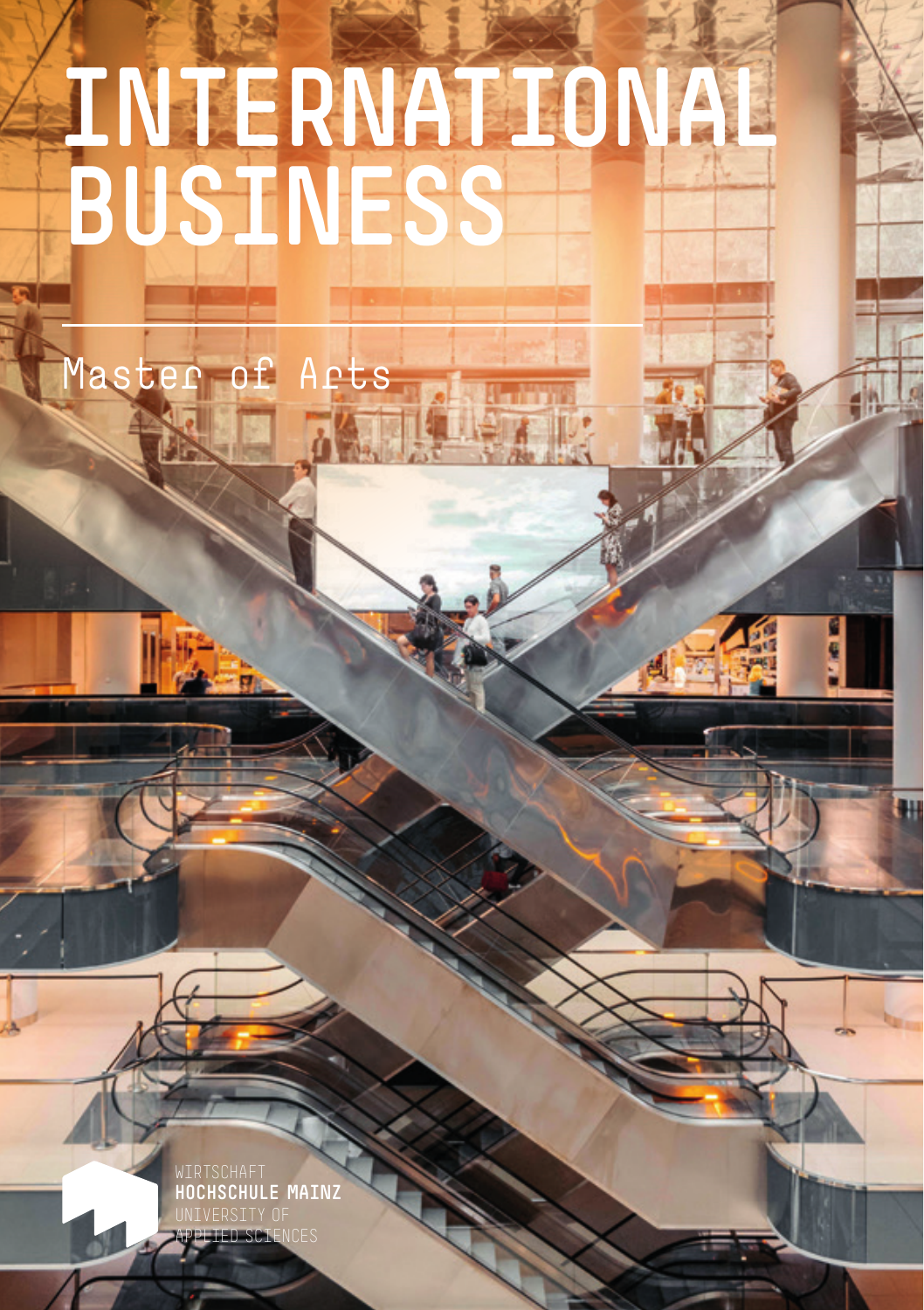# INTERNATIONAL BUSINESS

Master of Arts

WIRTSCHAFT
**HOCHSCHULE MAINZ**
UNIVERSITY OF
APPLIED SCIENCES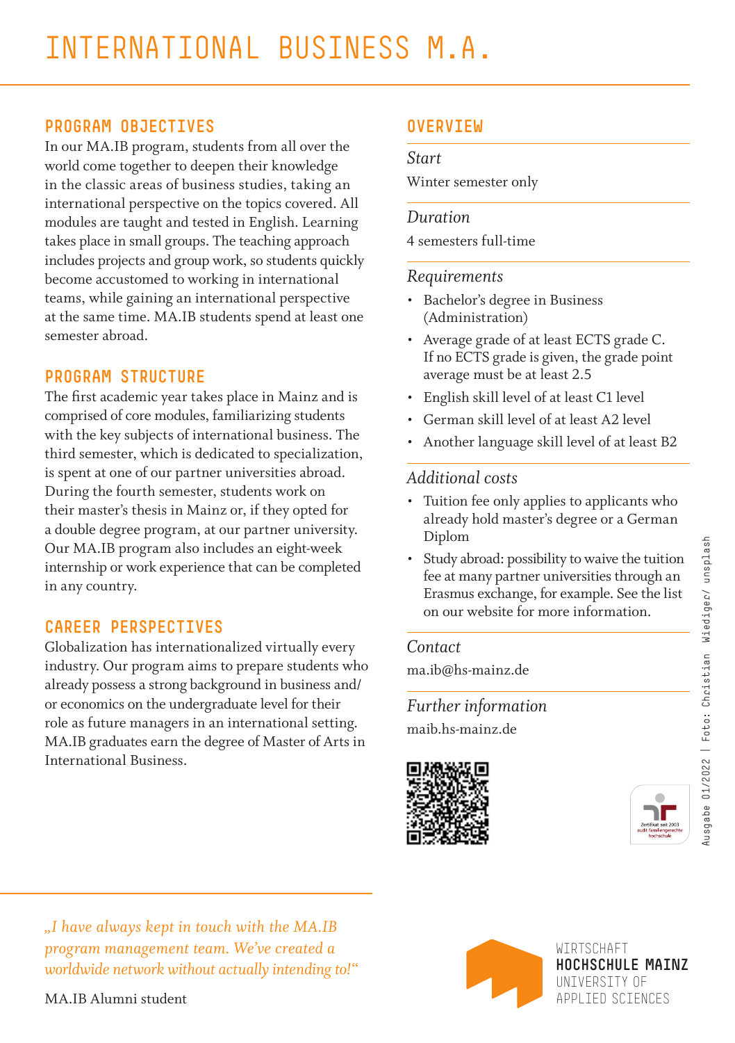# INTERNATIONAL BUSINESS M.A.

## PROGRAM OBJECTIVES

In our MA.IB program, students from all over the world come together to deepen their knowledge in the classic areas of business studies, taking an international perspective on the topics covered. All modules are taught and tested in English. Learning takes place in small groups. The teaching approach includes projects and group work, so students quickly become accustomed to working in international teams, while gaining an international perspective at the same time. MA.IB students spend at least one semester abroad.

## PROGRAM STRUCTURE

The first academic year takes place in Mainz and is comprised of core modules, familiarizing students with the key subjects of international business. The third semester, which is dedicated to specialization, is spent at one of our partner universities abroad. During the fourth semester, students work on their master's thesis in Mainz or, if they opted for a double degree program, at our partner university. Our MA.IB program also includes an eight-week internship or work experience that can be completed in any country.

## CAREER PERSPECTIVES

Globalization has internationalized virtually every industry. Our program aims to prepare students who already possess a strong background in business and/or economics on the undergraduate level for their role as future managers in an international setting. MA.IB graduates earn the degree of Master of Arts in International Business.

## OVERVIEW

*Start*

Winter semester only

*Duration*

4 semesters full-time

*Requirements*

- Bachelor's degree in Business (Administration)
- Average grade of at least ECTS grade C. If no ECTS grade is given, the grade point average must be at least 2.5
- English skill level of at least C1 level
- German skill level of at least A2 level
- Another language skill level of at least B2

*Additional costs*

- Tuition fee only applies to applicants who already hold master's degree or a German Diplom
- Study abroad: possibility to waive the tuition fee at many partner universities through an Erasmus exchange, for example. See the list on our website for more information.

*Contact*

ma.ib@hs-mainz.de

*Further information*

maib.hs-mainz.de

Zertifikat seit 2003 audit familiengerechte hochschule

Ausgabe 01/2022 | Foto: Christian Wiediger/ unsplash

*„I have always kept in touch with the MA.IB program management team. We've created a worldwide network without actually intending to!“*

MA.IB Alumni student

WIRTSCHAFT
**HOCHSCHULE MAINZ**
UNIVERSITY OF APPLIED SCIENCES